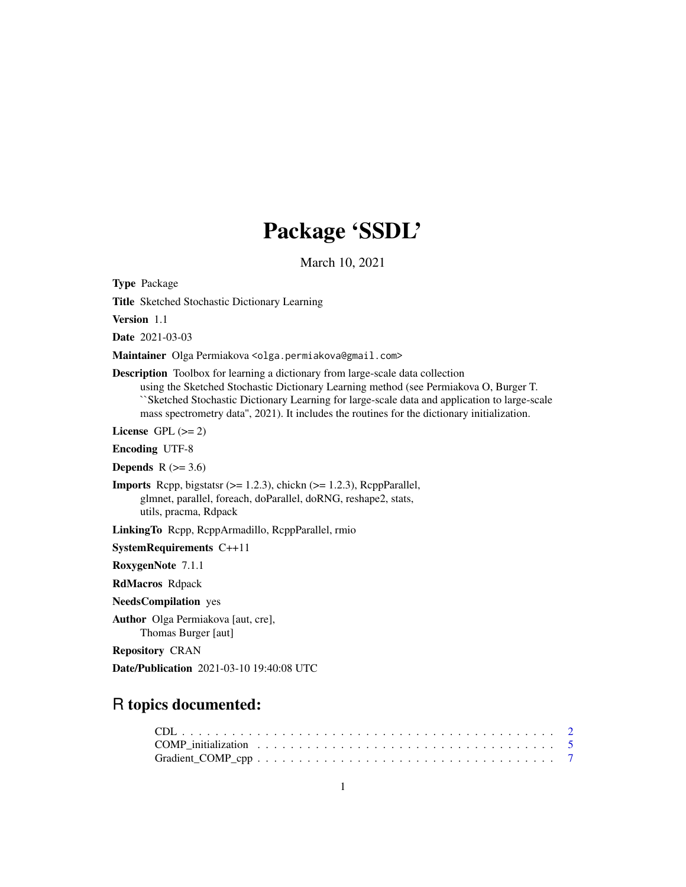# Package 'SSDL'

March 10, 2021

**Type** Package

**Title** Sketched Stochastic Dictionary Learning

**Version** 1.1

**Date** 2021-03-03

**Maintainer** Olga Permiakova <olga.permiakova@gmail.com>

**Description** Toolbox for learning a dictionary from large-scale data collection using the Sketched Stochastic Dictionary Learning method (see Permiakova O, Burger T. ``Sketched Stochastic Dictionary Learning for large-scale data and application to large-scale mass spectrometry data'', 2021). It includes the routines for the dictionary initialization.

**License** GPL (>= 2)

**Encoding** UTF-8

**Depends** R (>= 3.6)

**Imports** Rcpp, bigstatsr (>= 1.2.3), chickn (>= 1.2.3), RcppParallel, glmnet, parallel, foreach, doParallel, doRNG, reshape2, stats, utils, pracma, Rdpack

**LinkingTo** Rcpp, RcppArmadillo, RcppParallel, rmio

**SystemRequirements** C++11

**RoxygenNote** 7.1.1

**RdMacros** Rdpack

**NeedsCompilation** yes

**Author** Olga Permiakova [aut, cre], Thomas Burger [aut]

**Repository** CRAN

**Date/Publication** 2021-03-10 19:40:08 UTC

## R topics documented:

- CDL . . . . . . . . . . . . . . . . . . . . . . . . . . . . . . . . . . . . . . . . . . . 2
- COMP_initialization . . . . . . . . . . . . . . . . . . . . . . . . . . . . . . . . . . 5
- Gradient_COMP_cpp . . . . . . . . . . . . . . . . . . . . . . . . . . . . . . . . . 7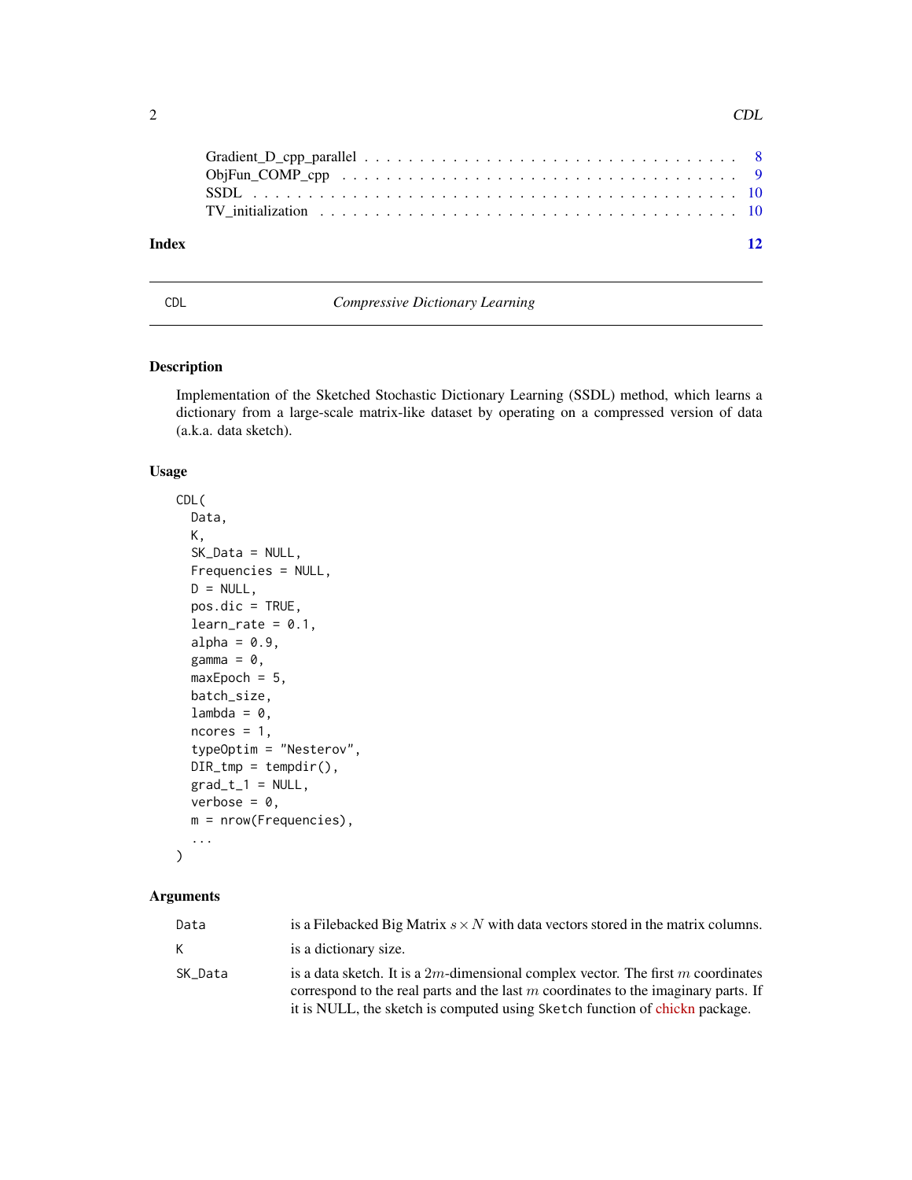| | |
|---|---|
| Gradient_D_cpp_parallel | 8 |
| ObjFun_COMP_cpp | 9 |
| SSDL | 10 |
| TV_initialization | 10 |

**Index** 12

---

CDL *Compressive Dictionary Learning*

---

## Description

Implementation of the Sketched Stochastic Dictionary Learning (SSDL) method, which learns a dictionary from a large-scale matrix-like dataset by operating on a compressed version of data (a.k.a. data sketch).

## Usage

```
CDL(
  Data,
  K,
  SK_Data = NULL,
  Frequencies = NULL,
  D = NULL,
  pos.dic = TRUE,
  learn_rate = 0.1,
  alpha = 0.9,
  gamma = 0,
  maxEpoch = 5,
  batch_size,
  lambda = 0,
  ncores = 1,
  typeOptim = "Nesterov",
  DIR_tmp = tempdir(),
  grad_t_1 = NULL,
  verbose = 0,
  m = nrow(Frequencies),
  ...
)
```

## Arguments

| | |
|---|---|
| Data | is a Filebacked Big Matrix $s \times N$ with data vectors stored in the matrix columns. |
| K | is a dictionary size. |
| SK_Data | is a data sketch. It is a $2m$-dimensional complex vector. The first $m$ coordinates correspond to the real parts and the last $m$ coordinates to the imaginary parts. If it is NULL, the sketch is computed using Sketch function of chickn package. |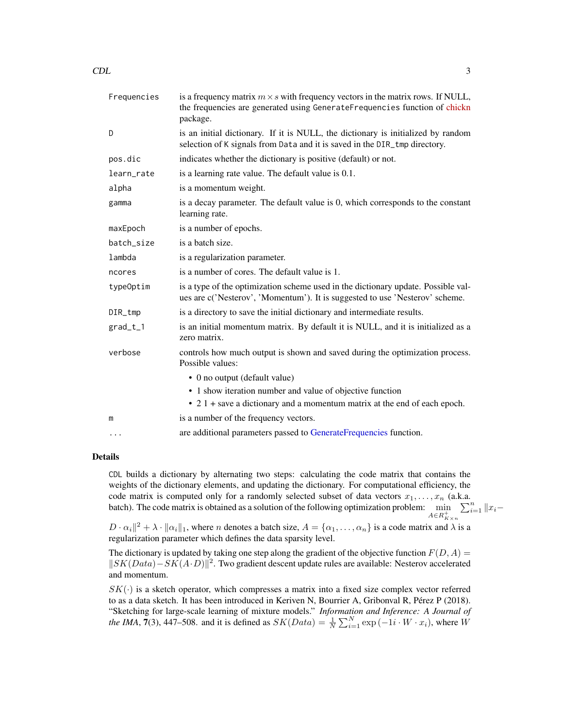| | |
|---|---|
| `Frequencies` | is a frequency matrix $m \times s$ with frequency vectors in the matrix rows. If NULL, the frequencies are generated using `GenerateFrequencies` function of chickn package. |
| `D` | is an initial dictionary. If it is NULL, the dictionary is initialized by random selection of `K` signals from `Data` and it is saved in the `DIR_tmp` directory. |
| `pos.dic` | indicates whether the dictionary is positive (default) or not. |
| `learn_rate` | is a learning rate value. The default value is 0.1. |
| `alpha` | is a momentum weight. |
| `gamma` | is a decay parameter. The default value is 0, which corresponds to the constant learning rate. |
| `maxEpoch` | is a number of epochs. |
| `batch_size` | is a batch size. |
| `lambda` | is a regularization parameter. |
| `ncores` | is a number of cores. The default value is 1. |
| `typeOptim` | is a type of the optimization scheme used in the dictionary update. Possible values are c('Nesterov', 'Momentum'). It is suggested to use 'Nesterov' scheme. |
| `DIR_tmp` | is a directory to save the initial dictionary and intermediate results. |
| `grad_t_1` | is an initial momentum matrix. By default it is NULL, and it is initialized as a zero matrix. |
| `verbose` | controls how much output is shown and saved during the optimization process. Possible values: <br>• 0 no output (default value) <br>• 1 show iteration number and value of objective function <br>• 2 1 + save a dictionary and a momentum matrix at the end of each epoch. |
| `m` | is a number of the frequency vectors. |
| `...` | are additional parameters passed to GenerateFrequencies function. |

## Details

`CDL` builds a dictionary by alternating two steps: calculating the code matrix that contains the weights of the dictionary elements, and updating the dictionary. For computational efficiency, the code matrix is computed only for a randomly selected subset of data vectors $x_1, \ldots, x_n$ (a.k.a. batch). The code matrix is obtained as a solution of the following optimization problem: $\min\limits_{A \in R^{+}_{K\times n}} \sum_{i=1}^{n} \|x_i - D \cdot \alpha_i\|^2 + \lambda \cdot \|\alpha_i\|_1$, where $n$ denotes a batch size, $A = \{\alpha_1, \ldots, \alpha_n\}$ is a code matrix and $\lambda$ is a regularization parameter which defines the data sparsity level.

The dictionary is updated by taking one step along the gradient of the objective function $F(D, A) = \|SK(Data) - SK(A \cdot D)\|^2$. Two gradient descent update rules are available: Nesterov accelerated and momentum.

$SK(\cdot)$ is a sketch operator, which compresses a matrix into a fixed size complex vector referred to as a data sketch. It has been introduced in Keriven N, Bourrier A, Gribonval R, Pérez P (2018). "Sketching for large-scale learning of mixture models." *Information and Inference: A Journal of the IMA*, **7**(3), 447–508. and it is defined as $SK(Data) = \frac{1}{N}\sum_{i=1}^{N} \exp\left(-1i \cdot W \cdot x_i\right)$, where $W$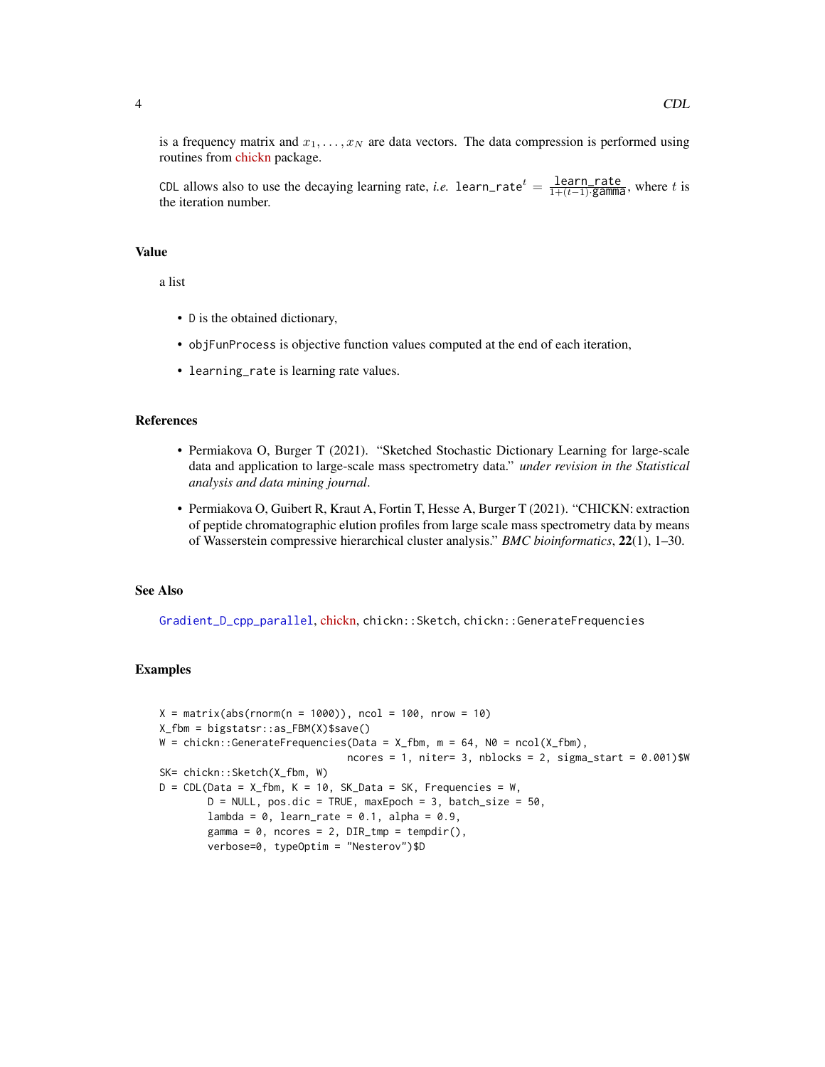is a frequency matrix and $x_1, \ldots, x_N$ are data vectors. The data compression is performed using routines from chickn package.

CDL allows also to use the decaying learning rate, *i.e.* $\texttt{learn\_rate}^t = \frac{\texttt{learn\_rate}}{1+(t-1)\cdot\texttt{gamma}}$, where $t$ is the iteration number.

## Value

a list

- `D` is the obtained dictionary,
- `objFunProcess` is objective function values computed at the end of each iteration,
- `learning_rate` is learning rate values.

## References

- Permiakova O, Burger T (2021). "Sketched Stochastic Dictionary Learning for large-scale data and application to large-scale mass spectrometry data." *under revision in the Statistical analysis and data mining journal*.
- Permiakova O, Guibert R, Kraut A, Fortin T, Hesse A, Burger T (2021). "CHICKN: extraction of peptide chromatographic elution profiles from large scale mass spectrometry data by means of Wasserstein compressive hierarchical cluster analysis." *BMC bioinformatics*, **22**(1), 1–30.

## See Also

`Gradient_D_cpp_parallel`, chickn, `chickn::Sketch`, `chickn::GenerateFrequencies`

## Examples

```
X = matrix(abs(rnorm(n = 1000)), ncol = 100, nrow = 10)
X_fbm = bigstatsr::as_FBM(X)$save()
W = chickn::GenerateFrequencies(Data = X_fbm, m = 64, N0 = ncol(X_fbm),
                                ncores = 1, niter= 3, nblocks = 2, sigma_start = 0.001)$W
SK= chickn::Sketch(X_fbm, W)
D = CDL(Data = X_fbm, K = 10, SK_Data = SK, Frequencies = W,
        D = NULL, pos.dic = TRUE, maxEpoch = 3, batch_size = 50,
        lambda = 0, learn_rate = 0.1, alpha = 0.9,
        gamma = 0, ncores = 2, DIR_tmp = tempdir(),
        verbose=0, typeOptim = "Nesterov")$D
```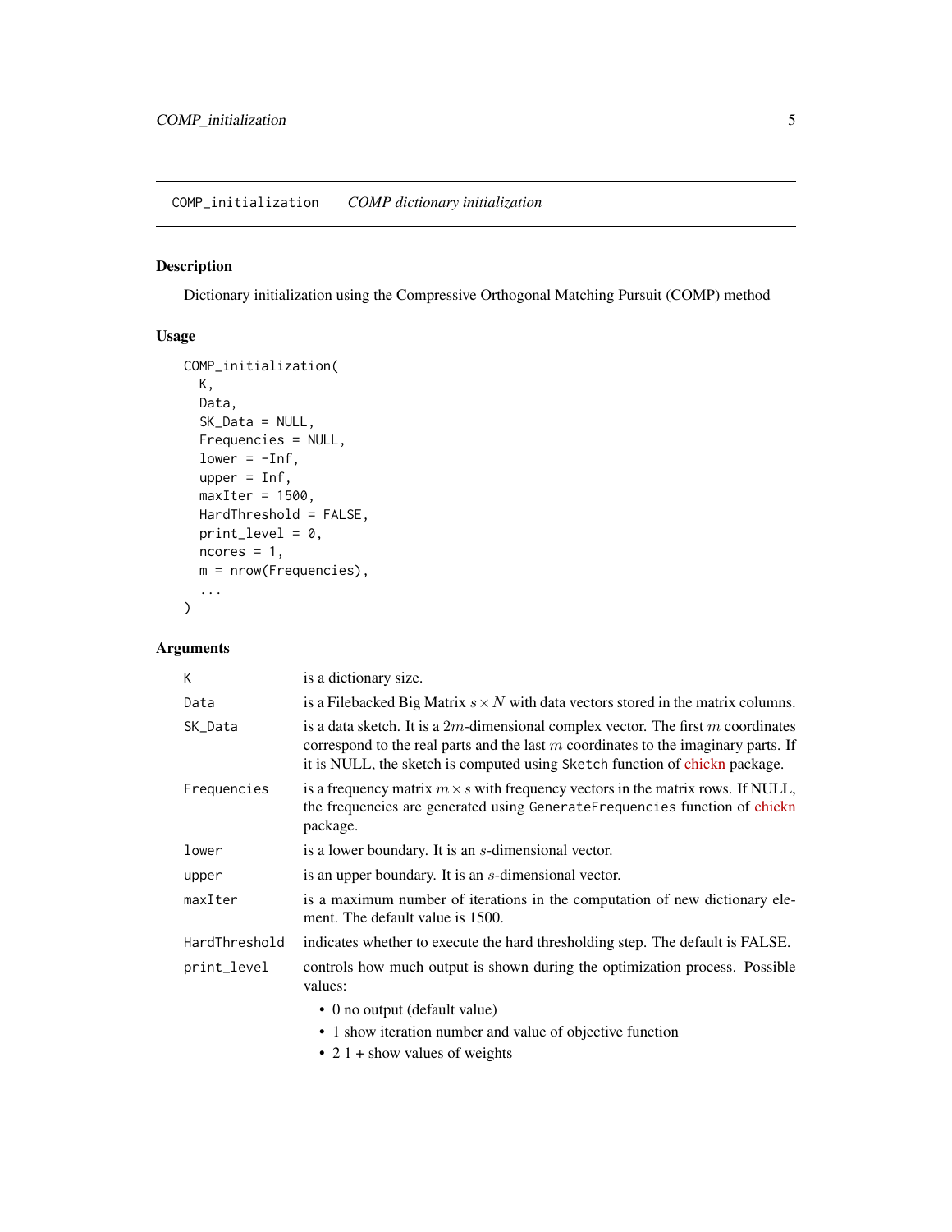## COMP_initialization *COMP dictionary initialization*

### Description

Dictionary initialization using the Compressive Orthogonal Matching Pursuit (COMP) method

### Usage

```
COMP_initialization(
  K,
  Data,
  SK_Data = NULL,
  Frequencies = NULL,
  lower = -Inf,
  upper = Inf,
  maxIter = 1500,
  HardThreshold = FALSE,
  print_level = 0,
  ncores = 1,
  m = nrow(Frequencies),
  ...
)
```

### Arguments

| | |
|---|---|
| `K` | is a dictionary size. |
| `Data` | is a Filebacked Big Matrix $s \times N$ with data vectors stored in the matrix columns. |
| `SK_Data` | is a data sketch. It is a $2m$-dimensional complex vector. The first $m$ coordinates correspond to the real parts and the last $m$ coordinates to the imaginary parts. If it is NULL, the sketch is computed using `Sketch` function of chickn package. |
| `Frequencies` | is a frequency matrix $m \times s$ with frequency vectors in the matrix rows. If NULL, the frequencies are generated using `GenerateFrequencies` function of chickn package. |
| `lower` | is a lower boundary. It is an $s$-dimensional vector. |
| `upper` | is an upper boundary. It is an $s$-dimensional vector. |
| `maxIter` | is a maximum number of iterations in the computation of new dictionary element. The default value is 1500. |
| `HardThreshold` | indicates whether to execute the hard thresholding step. The default is FALSE. |
| `print_level` | controls how much output is shown during the optimization process. Possible values: <br>• 0 no output (default value)<br>• 1 show iteration number and value of objective function<br>• 2 1 + show values of weights |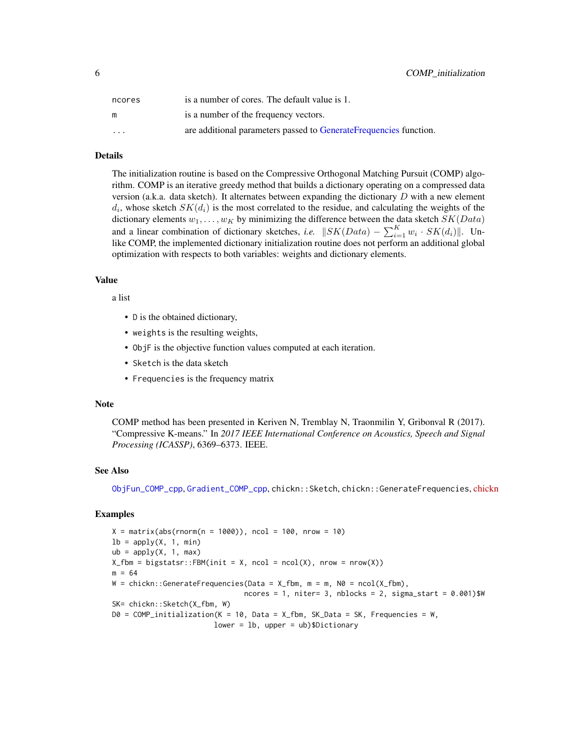| | |
|---|---|
| ncores | is a number of cores. The default value is 1. |
| m | is a number of the frequency vectors. |
| ... | are additional parameters passed to GenerateFrequencies function. |

## Details

The initialization routine is based on the Compressive Orthogonal Matching Pursuit (COMP) algorithm. COMP is an iterative greedy method that builds a dictionary operating on a compressed data version (a.k.a. data sketch). It alternates between expanding the dictionary $D$ with a new element $d_i$, whose sketch $SK(d_i)$ is the most correlated to the residue, and calculating the weights of the dictionary elements $w_1, \ldots, w_K$ by minimizing the difference between the data sketch $SK(Data)$ and a linear combination of dictionary sketches, *i.e.* $\|SK(Data) - \sum_{i=1}^{K} w_i \cdot SK(d_i)\|$. Unlike COMP, the implemented dictionary initialization routine does not perform an additional global optimization with respects to both variables: weights and dictionary elements.

## Value

a list

- `D` is the obtained dictionary,
- `weights` is the resulting weights,
- `ObjF` is the objective function values computed at each iteration.
- `Sketch` is the data sketch
- `Frequencies` is the frequency matrix

## Note

COMP method has been presented in Keriven N, Tremblay N, Traonmilin Y, Gribonval R (2017). "Compressive K-means." In *2017 IEEE International Conference on Acoustics, Speech and Signal Processing (ICASSP)*, 6369–6373. IEEE.

## See Also

`ObjFun_COMP_cpp`, `Gradient_COMP_cpp`, `chickn::Sketch`, `chickn::GenerateFrequencies`, chickn

## Examples

```
X = matrix(abs(rnorm(n = 1000)), ncol = 100, nrow = 10)
lb = apply(X, 1, min)
ub = apply(X, 1, max)
X_fbm = bigstatsr::FBM(init = X, ncol = ncol(X), nrow = nrow(X))
m = 64
W = chickn::GenerateFrequencies(Data = X_fbm, m = m, N0 = ncol(X_fbm),
                                ncores = 1, niter= 3, nblocks = 2, sigma_start = 0.001)$W
SK= chickn::Sketch(X_fbm, W)
D0 = COMP_initialization(K = 10, Data = X_fbm, SK_Data = SK, Frequencies = W,
                         lower = lb, upper = ub)$Dictionary
```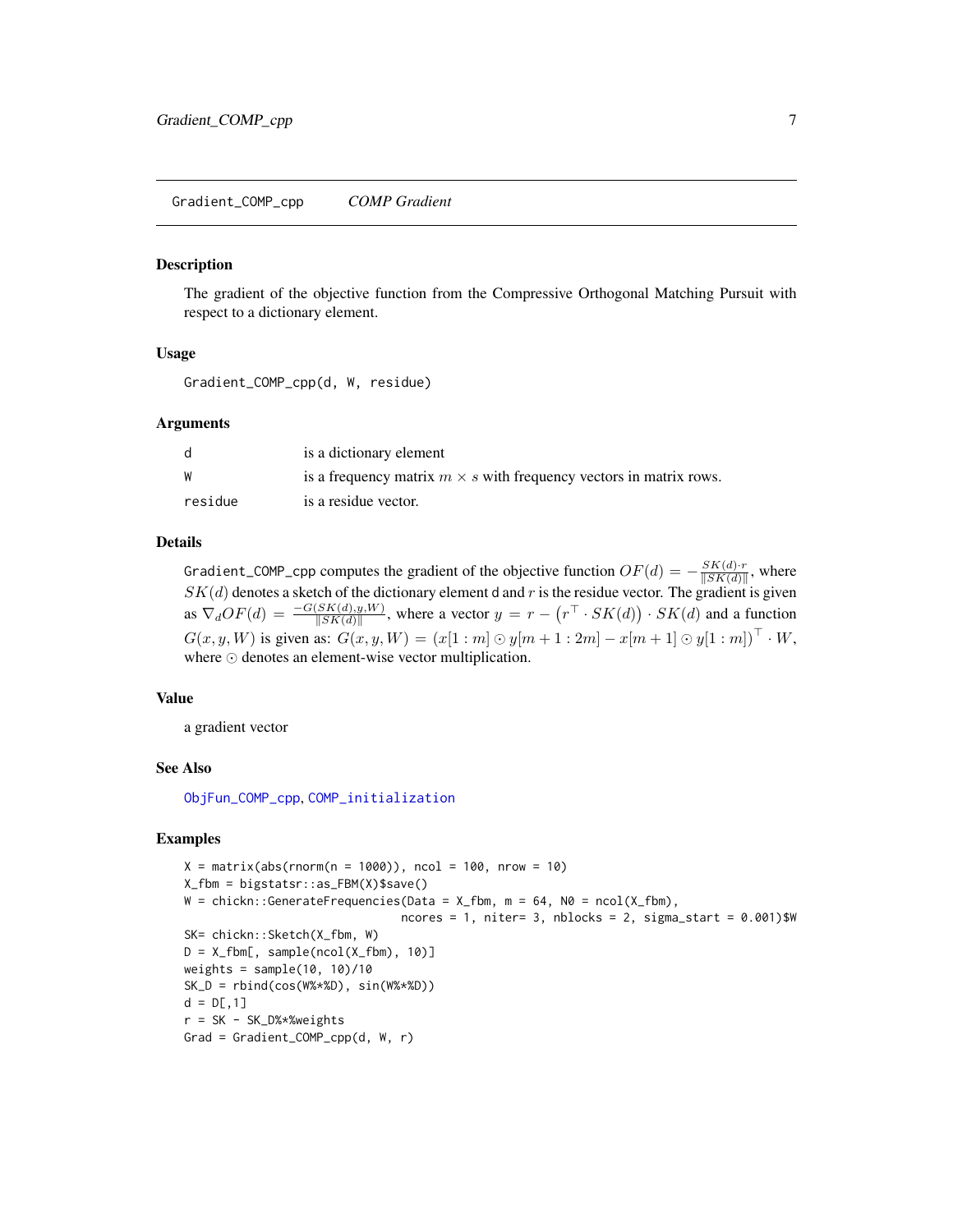## Gradient_COMP_cpp *COMP Gradient*

### Description

The gradient of the objective function from the Compressive Orthogonal Matching Pursuit with respect to a dictionary element.

### Usage

```
Gradient_COMP_cpp(d, W, residue)
```

### Arguments

| | |
|---|---|
| d | is a dictionary element |
| W | is a frequency matrix $m \times s$ with frequency vectors in matrix rows. |
| residue | is a residue vector. |

### Details

Gradient_COMP_cpp computes the gradient of the objective function $OF(d) = -\frac{SK(d) \cdot r}{\|SK(d)\|}$, where $SK(d)$ denotes a sketch of the dictionary element d and $r$ is the residue vector. The gradient is given as $\nabla_d OF(d) = \frac{-G(SK(d), y, W)}{\|SK(d)\|}$, where a vector $y = r - \left(r^\top \cdot SK(d)\right) \cdot SK(d)$ and a function $G(x, y, W)$ is given as: $G(x, y, W) = \left(x[1:m] \odot y[m+1:2m] - x[m+1] \odot y[1:m]\right)^\top \cdot W$, where $\odot$ denotes an element-wise vector multiplication.

### Value

a gradient vector

### See Also

ObjFun_COMP_cpp, COMP_initialization

### Examples

```
X = matrix(abs(rnorm(n = 1000)), ncol = 100, nrow = 10)
X_fbm = bigstatsr::as_FBM(X)$save()
W = chickn::GenerateFrequencies(Data = X_fbm, m = 64, N0 = ncol(X_fbm),
                                ncores = 1, niter= 3, nblocks = 2, sigma_start = 0.001)$W
SK= chickn::Sketch(X_fbm, W)
D = X_fbm[, sample(ncol(X_fbm), 10)]
weights = sample(10, 10)/10
SK_D = rbind(cos(W%*%D), sin(W%*%D))
d = D[,1]
r = SK - SK_D%*%weights
Grad = Gradient_COMP_cpp(d, W, r)
```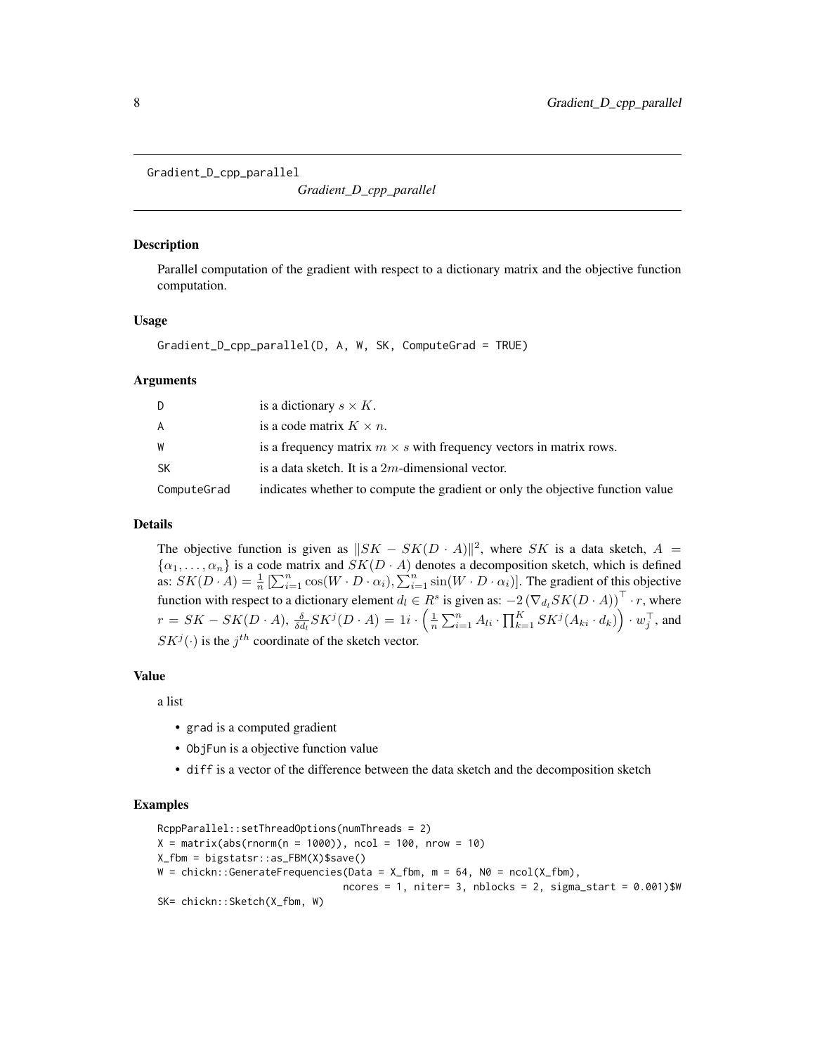# Gradient_D_cpp_parallel

*Gradient_D_cpp_parallel*

## Description

Parallel computation of the gradient with respect to a dictionary matrix and the objective function computation.

## Usage

```
Gradient_D_cpp_parallel(D, A, W, SK, ComputeGrad = TRUE)
```

## Arguments

| | |
|---|---|
| D | is a dictionary $s \times K$. |
| A | is a code matrix $K \times n$. |
| W | is a frequency matrix $m \times s$ with frequency vectors in matrix rows. |
| SK | is a data sketch. It is a $2m$-dimensional vector. |
| ComputeGrad | indicates whether to compute the gradient or only the objective function value |

## Details

The objective function is given as $\|SK - SK(D \cdot A)\|^2$, where $SK$ is a data sketch, $A = \{\alpha_1, \ldots, \alpha_n\}$ is a code matrix and $SK(D \cdot A)$ denotes a decomposition sketch, which is defined as: $SK(D \cdot A) = \frac{1}{n}\left[\sum_{i=1}^{n} \cos(W \cdot D \cdot \alpha_i), \sum_{i=1}^{n} \sin(W \cdot D \cdot \alpha_i)\right]$. The gradient of this objective function with respect to a dictionary element $d_l \in R^s$ is given as: $-2\left(\nabla_{d_l} SK(D \cdot A)\right)^{\top} \cdot r$, where $r = SK - SK(D \cdot A)$, $\frac{\delta}{\delta d_l} SK^j(D \cdot A) = 1i \cdot \left(\frac{1}{n}\sum_{i=1}^{n} A_{li} \cdot \prod_{k=1}^{K} SK^j(A_{ki} \cdot d_k)\right) \cdot w_j^{\top}$, and $SK^j(\cdot)$ is the $j^{th}$ coordinate of the sketch vector.

## Value

a list

- grad is a computed gradient
- ObjFun is a objective function value
- diff is a vector of the difference between the data sketch and the decomposition sketch

## Examples

```
RcppParallel::setThreadOptions(numThreads = 2)
X = matrix(abs(rnorm(n = 1000)), ncol = 100, nrow = 10)
X_fbm = bigstatsr::as_FBM(X)$save()
W = chickn::GenerateFrequencies(Data = X_fbm, m = 64, N0 = ncol(X_fbm),
                                ncores = 1, niter= 3, nblocks = 2, sigma_start = 0.001)$W
SK= chickn::Sketch(X_fbm, W)
```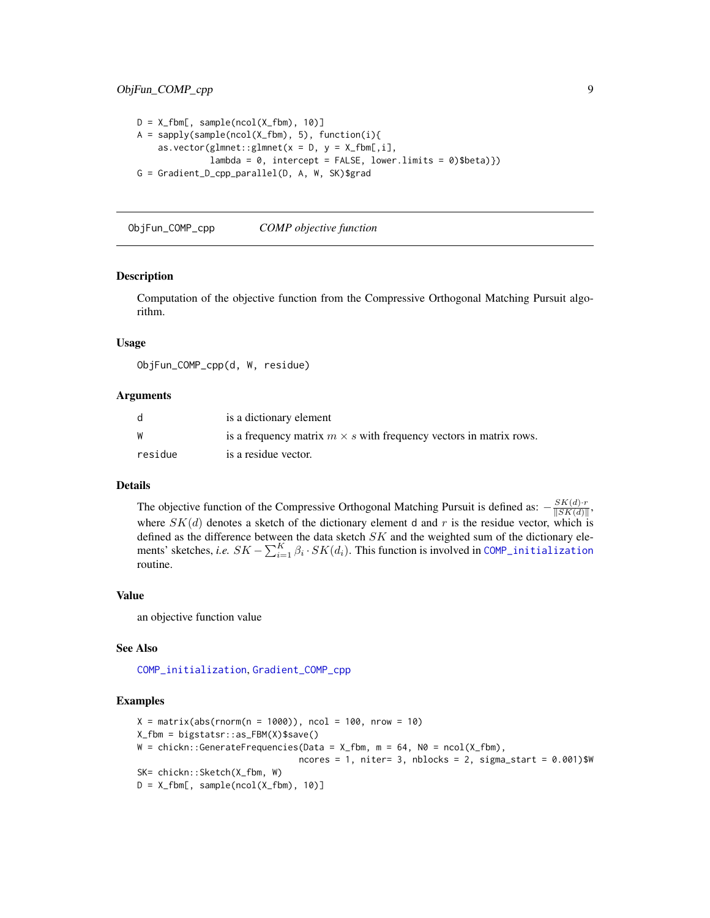```
D = X_fbm[, sample(ncol(X_fbm), 10)]
A = sapply(sample(ncol(X_fbm), 5), function(i){
    as.vector(glmnet::glmnet(x = D, y = X_fbm[,i],
              lambda = 0, intercept = FALSE, lower.limits = 0)$beta)})
G = Gradient_D_cpp_parallel(D, A, W, SK)$grad
```

## ObjFun_COMP_cpp    *COMP objective function*

### Description

Computation of the objective function from the Compressive Orthogonal Matching Pursuit algorithm.

### Usage

```
ObjFun_COMP_cpp(d, W, residue)
```

### Arguments

| | |
|---|---|
| d | is a dictionary element |
| W | is a frequency matrix $m \times s$ with frequency vectors in matrix rows. |
| residue | is a residue vector. |

### Details

The objective function of the Compressive Orthogonal Matching Pursuit is defined as: $-\frac{SK(d) \cdot r}{\|SK(d)\|}$, where $SK(d)$ denotes a sketch of the dictionary element d and $r$ is the residue vector, which is defined as the difference between the data sketch $SK$ and the weighted sum of the dictionary elements' sketches, *i.e.* $SK - \sum_{i=1}^{K} \beta_i \cdot SK(d_i)$. This function is involved in COMP_initialization routine.

### Value

an objective function value

### See Also

COMP_initialization, Gradient_COMP_cpp

### Examples

```
X = matrix(abs(rnorm(n = 1000)), ncol = 100, nrow = 10)
X_fbm = bigstatsr::as_FBM(X)$save()
W = chickn::GenerateFrequencies(Data = X_fbm, m = 64, N0 = ncol(X_fbm),
                                ncores = 1, niter= 3, nblocks = 2, sigma_start = 0.001)$W
SK= chickn::Sketch(X_fbm, W)
D = X_fbm[, sample(ncol(X_fbm), 10)]
```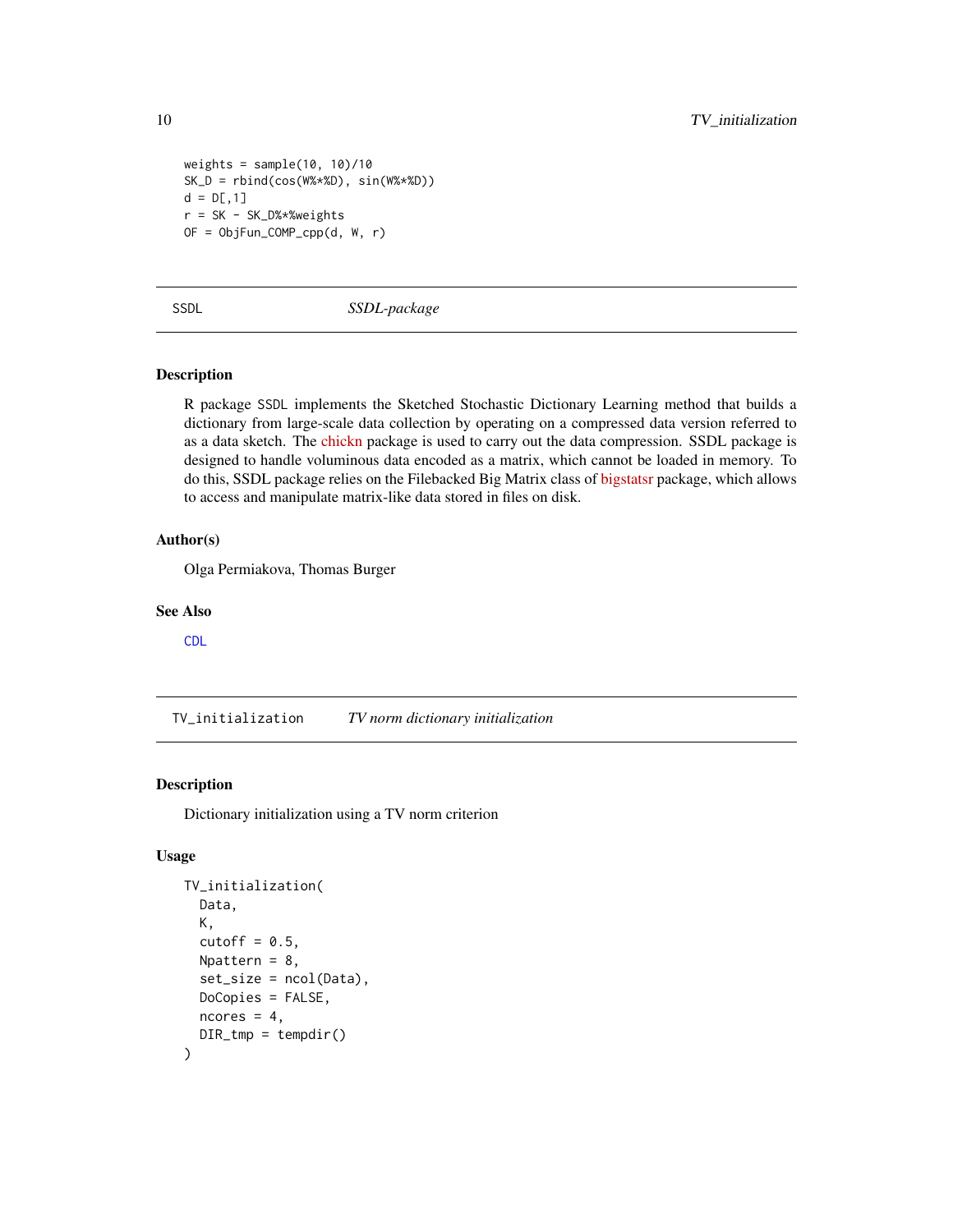```
weights = sample(10, 10)/10
SK_D = rbind(cos(W%*%D), sin(W%*%D))
d = D[,1]
r = SK - SK_D%*%weights
OF = ObjFun_COMP_cpp(d, W, r)
```

---

## SSDL — *SSDL-package*

### Description

R package SSDL implements the Sketched Stochastic Dictionary Learning method that builds a dictionary from large-scale data collection by operating on a compressed data version referred to as a data sketch. The chickn package is used to carry out the data compression. SSDL package is designed to handle voluminous data encoded as a matrix, which cannot be loaded in memory. To do this, SSDL package relies on the Filebacked Big Matrix class of bigstatsr package, which allows to access and manipulate matrix-like data stored in files on disk.

### Author(s)

Olga Permiakova, Thomas Burger

### See Also

CDL

---

## TV_initialization — *TV norm dictionary initialization*

### Description

Dictionary initialization using a TV norm criterion

### Usage

```
TV_initialization(
  Data,
  K,
  cutoff = 0.5,
  Npattern = 8,
  set_size = ncol(Data),
  DoCopies = FALSE,
  ncores = 4,
  DIR_tmp = tempdir()
)
```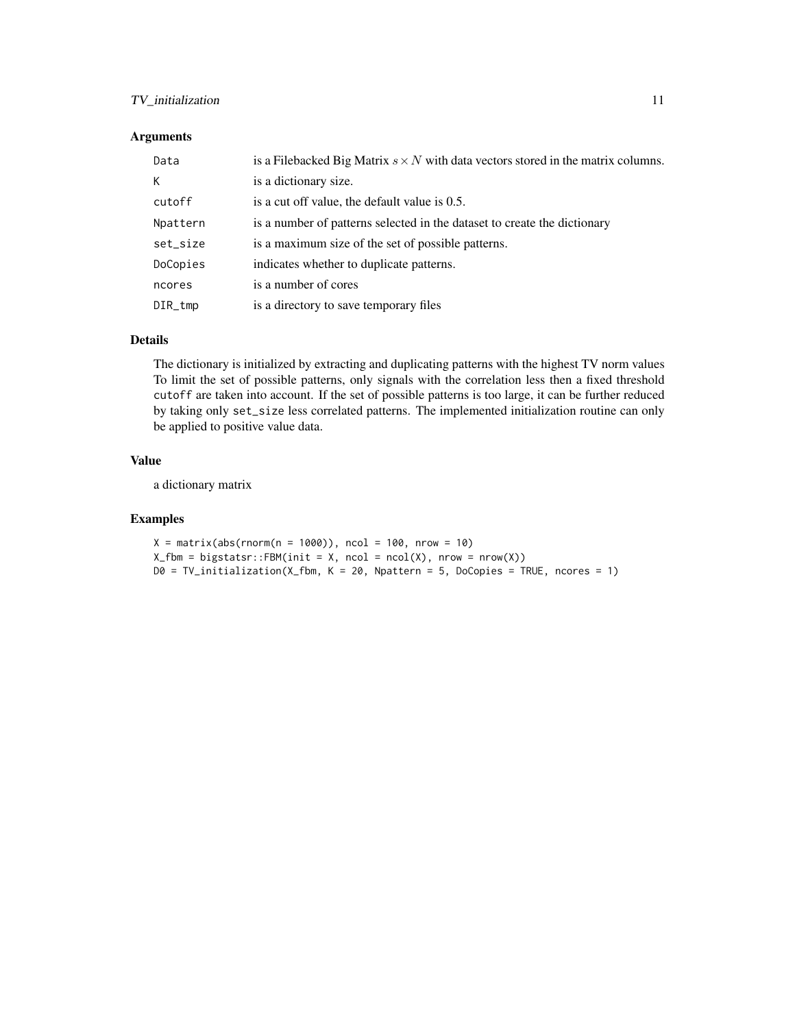### Arguments

| | |
|---|---|
| `Data` | is a Filebacked Big Matrix $s \times N$ with data vectors stored in the matrix columns. |
| `K` | is a dictionary size. |
| `cutoff` | is a cut off value, the default value is 0.5. |
| `Npattern` | is a number of patterns selected in the dataset to create the dictionary |
| `set_size` | is a maximum size of the set of possible patterns. |
| `DoCopies` | indicates whether to duplicate patterns. |
| `ncores` | is a number of cores |
| `DIR_tmp` | is a directory to save temporary files |

### Details

The dictionary is initialized by extracting and duplicating patterns with the highest TV norm values To limit the set of possible patterns, only signals with the correlation less then a fixed threshold `cutoff` are taken into account. If the set of possible patterns is too large, it can be further reduced by taking only `set_size` less correlated patterns. The implemented initialization routine can only be applied to positive value data.

### Value

a dictionary matrix

### Examples

```
X = matrix(abs(rnorm(n = 1000)), ncol = 100, nrow = 10)
X_fbm = bigstatsr::FBM(init = X, ncol = ncol(X), nrow = nrow(X))
D0 = TV_initialization(X_fbm, K = 20, Npattern = 5, DoCopies = TRUE, ncores = 1)
```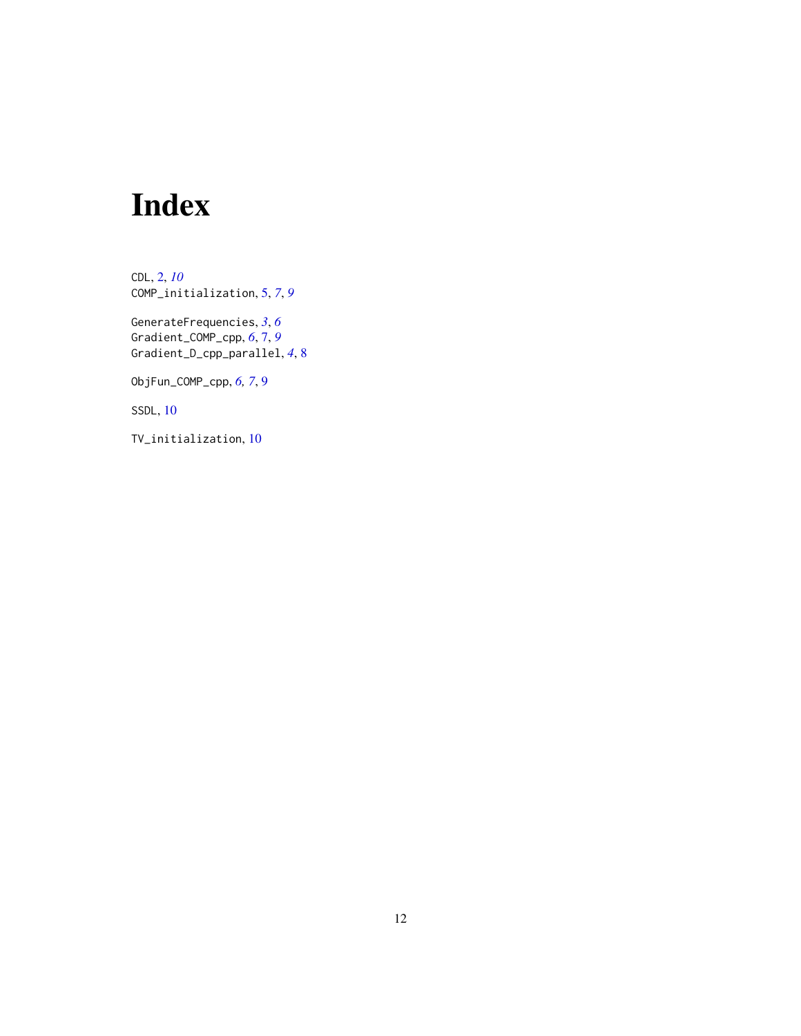# Index

CDL, 2, *10*
COMP_initialization, 5, *7*, *9*

GenerateFrequencies, *3*, *6*
Gradient_COMP_cpp, *6*, 7, *9*
Gradient_D_cpp_parallel, *4*, 8

ObjFun_COMP_cpp, *6*, *7*, 9

SSDL, 10

TV_initialization, 10